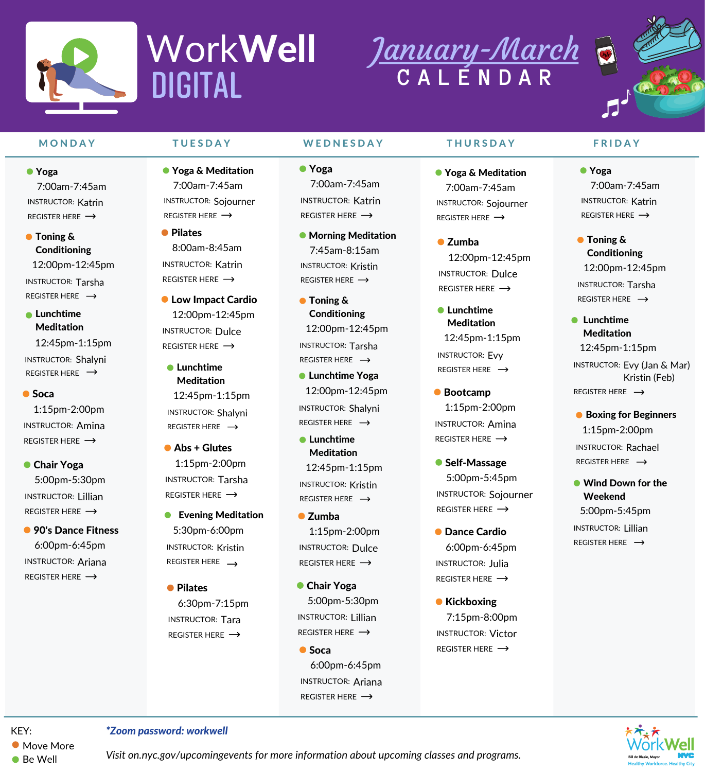# WorkWell DIGITAL

## January-March CALENDAR

## MONDAY

- **Yoga** (Be Well)
  7:00am-7:45am
  INSTRUCTOR: Katrin
  REGISTER HERE ⟶
- **Toning & Conditioning** (Move More)
  12:00pm-12:45pm
  INSTRUCTOR: Tarsha
  REGISTER HERE ⟶
- **Lunchtime Meditation** (Be Well)
  12:45pm-1:15pm
  INSTRUCTOR: Shalyni
  REGISTER HERE ⟶
- **Soca** (Move More)
  1:15pm-2:00pm
  INSTRUCTOR: Amina
  REGISTER HERE ⟶
- **Chair Yoga** (Be Well)
  5:00pm-5:30pm
  INSTRUCTOR: Lillian
  REGISTER HERE ⟶
- **90's Dance Fitness** (Move More)
  6:00pm-6:45pm
  INSTRUCTOR: Ariana
  REGISTER HERE ⟶

## TUESDAY

- **Yoga & Meditation** (Be Well)
  7:00am-7:45am
  INSTRUCTOR: Sojourner
  REGISTER HERE ⟶
- **Pilates** (Move More)
  8:00am-8:45am
  INSTRUCTOR: Katrin
  REGISTER HERE ⟶
- **Low Impact Cardio** (Move More)
  12:00pm-12:45pm
  INSTRUCTOR: Dulce
  REGISTER HERE ⟶
- **Lunchtime Meditation** (Be Well)
  12:45pm-1:15pm
  INSTRUCTOR: Shalyni
  REGISTER HERE ⟶
- **Abs + Glutes** (Move More)
  1:15pm-2:00pm
  INSTRUCTOR: Tarsha
  REGISTER HERE ⟶
- **Evening Meditation** (Be Well)
  5:30pm-6:00pm
  INSTRUCTOR: Kristin
  REGISTER HERE ⟶
- **Pilates** (Move More)
  6:30pm-7:15pm
  INSTRUCTOR: Tara
  REGISTER HERE ⟶

## WEDNESDAY

- **Yoga** (Be Well)
  7:00am-7:45am
  INSTRUCTOR: Katrin
  REGISTER HERE ⟶
- **Morning Meditation** (Be Well)
  7:45am-8:15am
  INSTRUCTOR: Kristin
  REGISTER HERE ⟶
- **Toning & Conditioning** (Move More)
  12:00pm-12:45pm
  INSTRUCTOR: Tarsha
  REGISTER HERE ⟶
- **Lunchtime Yoga** (Be Well)
  12:00pm-12:45pm
  INSTRUCTOR: Shalyni
  REGISTER HERE ⟶
- **Lunchtime Meditation** (Be Well)
  12:45pm-1:15pm
  INSTRUCTOR: Kristin
  REGISTER HERE ⟶
- **Zumba** (Move More)
  1:15pm-2:00pm
  INSTRUCTOR: Dulce
  REGISTER HERE ⟶
- **Chair Yoga** (Be Well)
  5:00pm-5:30pm
  INSTRUCTOR: Lillian
  REGISTER HERE ⟶
- **Soca** (Move More)
  6:00pm-6:45pm
  INSTRUCTOR: Ariana
  REGISTER HERE ⟶

## THURSDAY

- **Yoga & Meditation** (Be Well)
  7:00am-7:45am
  INSTRUCTOR: Sojourner
  REGISTER HERE ⟶
- **Zumba** (Move More)
  12:00pm-12:45pm
  INSTRUCTOR: Dulce
  REGISTER HERE ⟶
- **Lunchtime Meditation** (Be Well)
  12:45pm-1:15pm
  INSTRUCTOR: Evy
  REGISTER HERE ⟶
- **Bootcamp** (Move More)
  1:15pm-2:00pm
  INSTRUCTOR: Amina
  REGISTER HERE ⟶
- **Self-Massage** (Be Well)
  5:00pm-5:45pm
  INSTRUCTOR: Sojourner
  REGISTER HERE ⟶
- **Dance Cardio** (Move More)
  6:00pm-6:45pm
  INSTRUCTOR: Julia
  REGISTER HERE ⟶
- **Kickboxing** (Move More)
  7:15pm-8:00pm
  INSTRUCTOR: Victor
  REGISTER HERE ⟶

## FRIDAY

- **Yoga** (Be Well)
  7:00am-7:45am
  INSTRUCTOR: Katrin
  REGISTER HERE ⟶
- **Toning & Conditioning** (Move More)
  12:00pm-12:45pm
  INSTRUCTOR: Tarsha
  REGISTER HERE ⟶
- **Lunchtime Meditation** (Be Well)
  12:45pm-1:15pm
  INSTRUCTOR: Evy (Jan & Mar) Kristin (Feb)
  REGISTER HERE ⟶
- **Boxing for Beginners** (Move More)
  1:15pm-2:00pm
  INSTRUCTOR: Rachael
  REGISTER HERE ⟶
- **Wind Down for the Weekend** (Be Well)
  5:00pm-5:45pm
  INSTRUCTOR: Lillian
  REGISTER HERE ⟶

---

KEY:
- Move More (orange)
- Be Well (green)

*\*Zoom password: workwell*

*Visit on.nyc.gov/upcomingevents for more information about upcoming classes and programs.*

WorkWell NYC — Bill de Blasio, Mayor — Healthy Workforce. Healthy City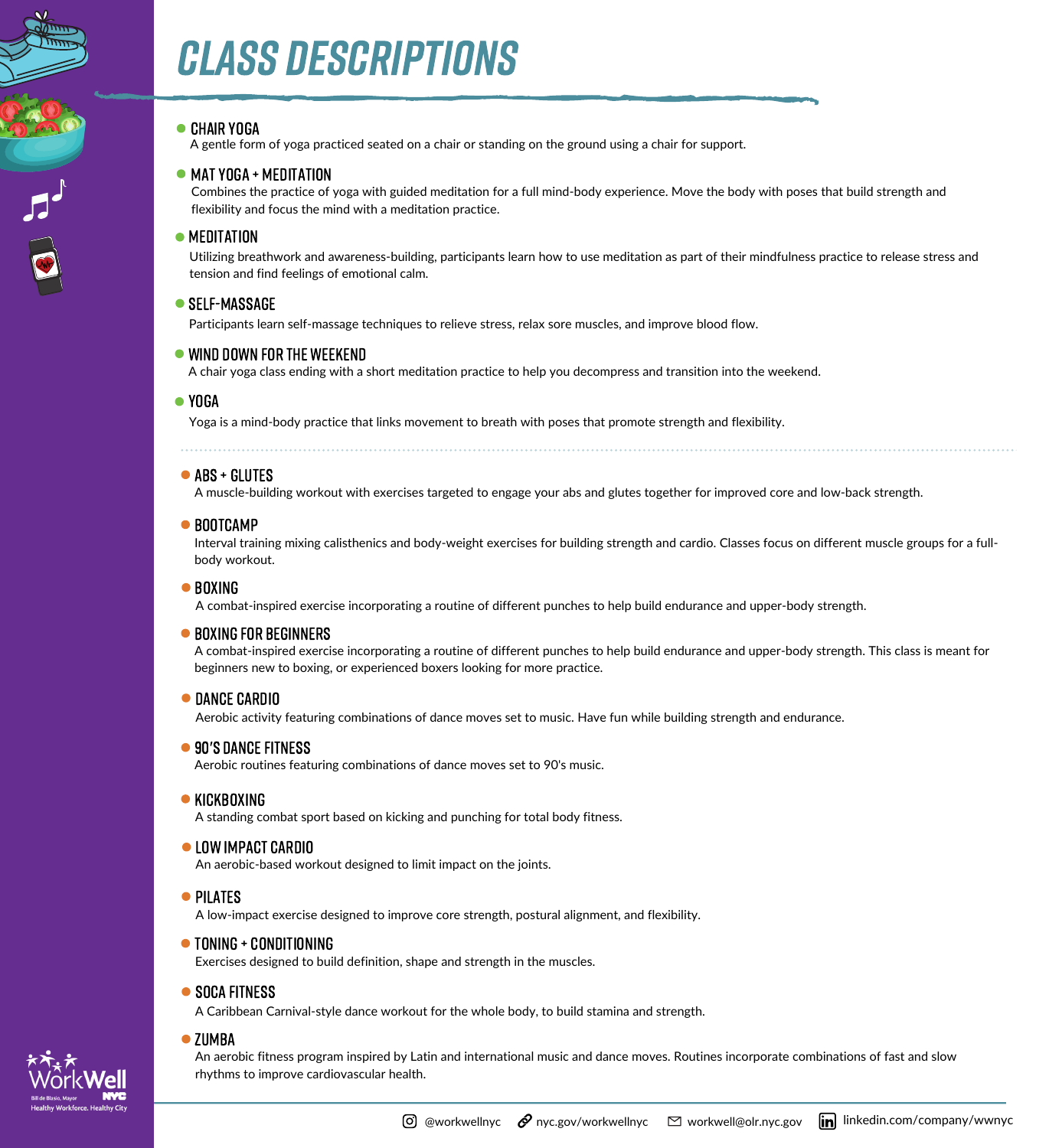# CLASS DESCRIPTIONS

- **CHAIR YOGA**
  A gentle form of yoga practiced seated on a chair or standing on the ground using a chair for support.

- **MAT YOGA + MEDITATION**
  Combines the practice of yoga with guided meditation for a full mind-body experience. Move the body with poses that build strength and flexibility and focus the mind with a meditation practice.

- **MEDITATION**
  Utilizing breathwork and awareness-building, participants learn how to use meditation as part of their mindfulness practice to release stress and tension and find feelings of emotional calm.

- **SELF-MASSAGE**
  Participants learn self-massage techniques to relieve stress, relax sore muscles, and improve blood flow.

- **WIND DOWN FOR THE WEEKEND**
  A chair yoga class ending with a short meditation practice to help you decompress and transition into the weekend.

- **YOGA**
  Yoga is a mind-body practice that links movement to breath with poses that promote strength and flexibility.

---

- **ABS + GLUTES**
  A muscle-building workout with exercises targeted to engage your abs and glutes together for improved core and low-back strength.

- **BOOTCAMP**
  Interval training mixing calisthenics and body-weight exercises for building strength and cardio. Classes focus on different muscle groups for a full-body workout.

- **BOXING**
  A combat-inspired exercise incorporating a routine of different punches to help build endurance and upper-body strength.

- **BOXING FOR BEGINNERS**
  A combat-inspired exercise incorporating a routine of different punches to help build endurance and upper-body strength. This class is meant for beginners new to boxing, or experienced boxers looking for more practice.

- **DANCE CARDIO**
  Aerobic activity featuring combinations of dance moves set to music. Have fun while building strength and endurance.

- **90'S DANCE FITNESS**
  Aerobic routines featuring combinations of dance moves set to 90's music.

- **KICKBOXING**
  A standing combat sport based on kicking and punching for total body fitness.

- **LOW IMPACT CARDIO**
  An aerobic-based workout designed to limit impact on the joints.

- **PILATES**
  A low-impact exercise designed to improve core strength, postural alignment, and flexibility.

- **TONING + CONDITIONING**
  Exercises designed to build definition, shape and strength in the muscles.

- **SOCA FITNESS**
  A Caribbean Carnival-style dance workout for the whole body, to build stamina and strength.

- **ZUMBA**
  An aerobic fitness program inspired by Latin and international music and dance moves. Routines incorporate combinations of fast and slow rhythms to improve cardiovascular health.

WorkWell NYC — Bill de Blasio, Mayor — Healthy Workforce. Healthy City

@workwellnyc | nyc.gov/workwellnyc | workwell@olr.nyc.gov | linkedin.com/company/wwnyc